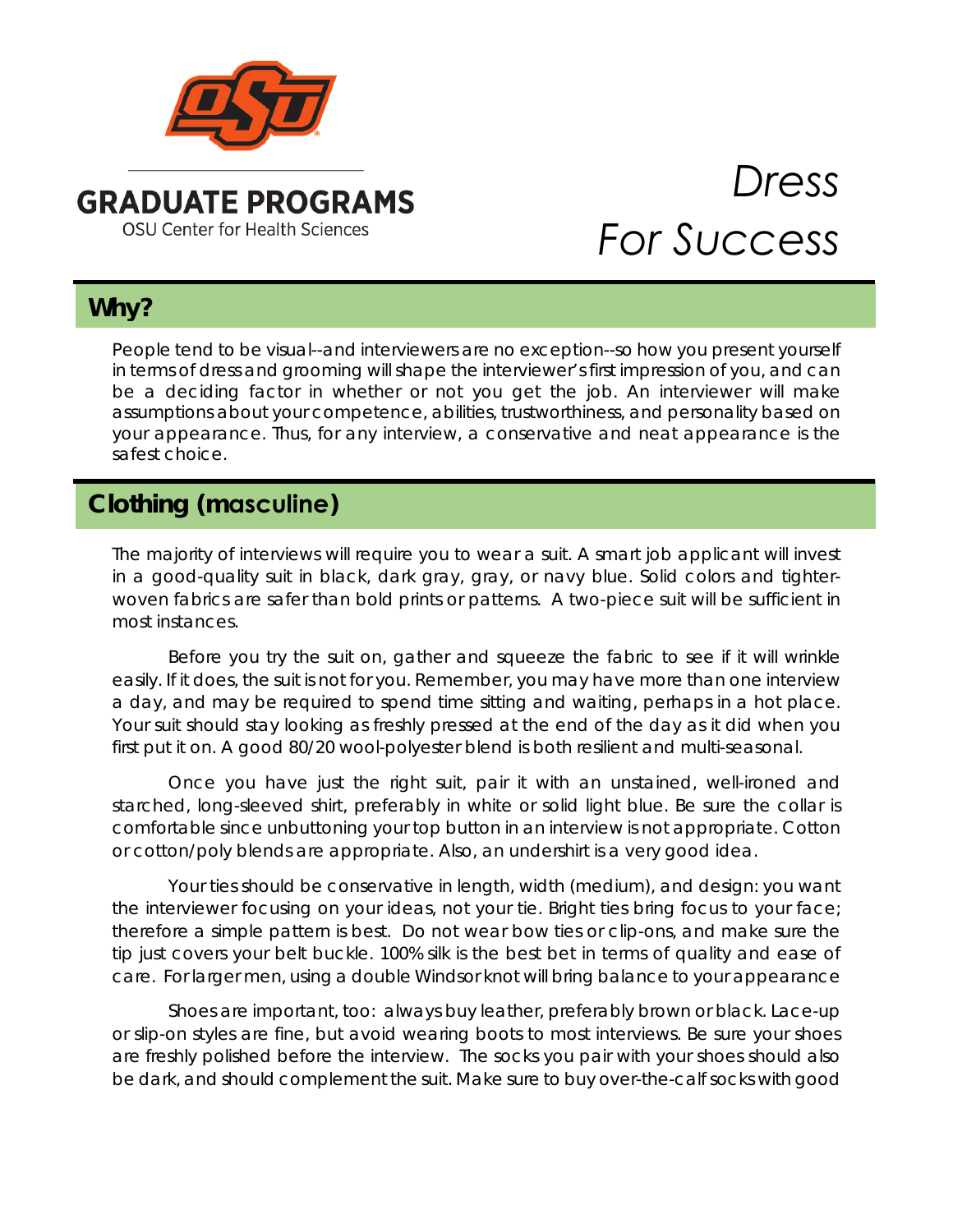**GRADUATE PROGRAMS**
OSU Center for Health Sciences

# *Dress For Success*

## Why?

People tend to be visual--and interviewers are no exception--so how you present yourself in terms of dress and grooming will shape the interviewer's first impression of you, and can be a deciding factor in whether or not you get the job. An interviewer will make assumptions about your competence, abilities, trustworthiness, and personality based on your appearance. Thus, for any interview, a conservative and neat appearance is the safest choice.

## Clothing (masculine)

The majority of interviews will require you to wear a suit. A smart job applicant will invest in a good-quality suit in black, dark gray, gray, or navy blue. Solid colors and tighter-woven fabrics are safer than bold prints or patterns. A two-piece suit will be sufficient in most instances.

Before you try the suit on, gather and squeeze the fabric to see if it will wrinkle easily. If it does, the suit is not for you. Remember, you may have more than one interview a day, and may be required to spend time sitting and waiting, perhaps in a hot place. Your suit should stay looking as freshly pressed at the end of the day as it did when you first put it on. A good 80/20 wool-polyester blend is both resilient and multi-seasonal.

Once you have just the right suit, pair it with an unstained, well-ironed and starched, long-sleeved shirt, preferably in white or solid light blue. Be sure the collar is comfortable since unbuttoning your top button in an interview is not appropriate. Cotton or cotton/poly blends are appropriate. Also, an undershirt is a very good idea.

Your ties should be conservative in length, width (medium), and design: you want the interviewer focusing on your ideas, not your tie. Bright ties bring focus to your face; therefore a simple pattern is best. Do not wear bow ties or clip-ons, and make sure the tip just covers your belt buckle. 100% silk is the best bet in terms of quality and ease of care. For larger men, using a double Windsor knot will bring balance to your appearance

Shoes are important, too: always buy leather, preferably brown or black. Lace-up or slip-on styles are fine, but avoid wearing boots to most interviews. Be sure your shoes are freshly polished before the interview. The socks you pair with your shoes should also be dark, and should complement the suit. Make sure to buy over-the-calf socks with good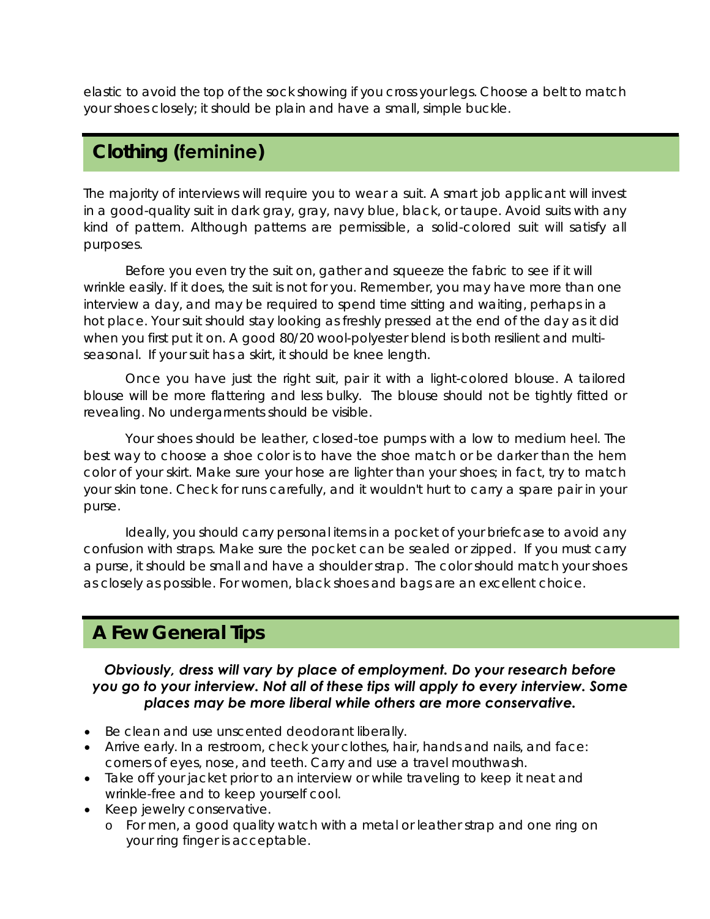elastic to avoid the top of the sock showing if you cross your legs. Choose a belt to match your shoes closely; it should be plain and have a small, simple buckle.

## Clothing (feminine)

The majority of interviews will require you to wear a suit. A smart job applicant will invest in a good-quality suit in dark gray, gray, navy blue, black, or taupe. Avoid suits with any kind of pattern. Although patterns are permissible, a solid-colored suit will satisfy all purposes.

Before you even try the suit on, gather and squeeze the fabric to see if it will wrinkle easily. If it does, the suit is not for you. Remember, you may have more than one interview a day, and may be required to spend time sitting and waiting, perhaps in a hot place. Your suit should stay looking as freshly pressed at the end of the day as it did when you first put it on. A good 80/20 wool-polyester blend is both resilient and multi-seasonal. If your suit has a skirt, it should be knee length.

Once you have just the right suit, pair it with a light-colored blouse. A tailored blouse will be more flattering and less bulky. The blouse should not be tightly fitted or revealing. No undergarments should be visible.

Your shoes should be leather, closed-toe pumps with a low to medium heel. The best way to choose a shoe color is to have the shoe match or be darker than the hem color of your skirt. Make sure your hose are lighter than your shoes; in fact, try to match your skin tone. Check for runs carefully, and it wouldn't hurt to carry a spare pair in your purse.

Ideally, you should carry personal items in a pocket of your briefcase to avoid any confusion with straps. Make sure the pocket can be sealed or zipped. If you must carry a purse, it should be small and have a shoulder strap. The color should match your shoes as closely as possible. For women, black shoes and bags are an excellent choice.

## A Few General Tips

***Obviously, dress will vary by place of employment. Do your research before you go to your interview. Not all of these tips will apply to every interview. Some places may be more liberal while others are more conservative.***

- Be clean and use unscented deodorant liberally.
- Arrive early. In a restroom, check your clothes, hair, hands and nails, and face: corners of eyes, nose, and teeth. Carry and use a travel mouthwash.
- Take off your jacket prior to an interview or while traveling to keep it neat and wrinkle-free and to keep yourself cool.
- Keep jewelry conservative.
    - For men, a good quality watch with a metal or leather strap and one ring on your ring finger is acceptable.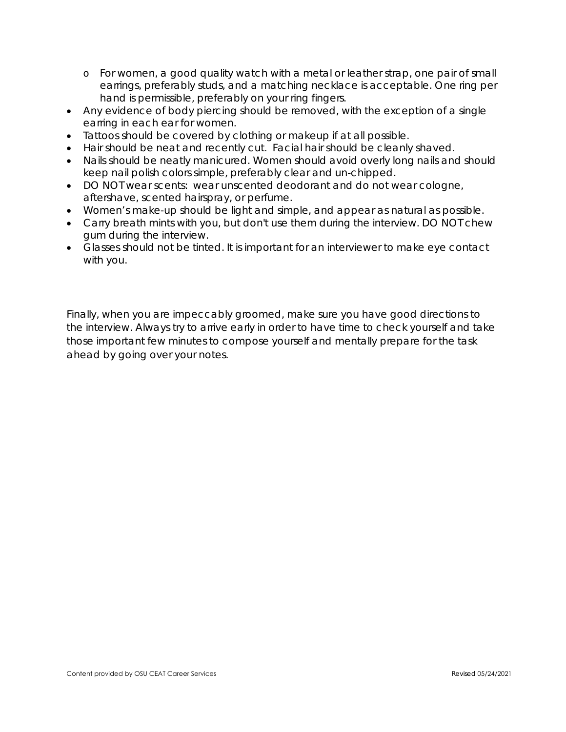- For women, a good quality watch with a metal or leather strap, one pair of small earrings, preferably studs, and a matching necklace is acceptable. One ring per hand is permissible, preferably on your ring fingers.
- Any evidence of body piercing should be removed, with the exception of a single earring in each ear for women.
- Tattoos should be covered by clothing or makeup if at all possible.
- Hair should be neat and recently cut. Facial hair should be cleanly shaved.
- Nails should be neatly manicured. Women should avoid overly long nails and should keep nail polish colors simple, preferably clear and un-chipped.
- DO NOT wear scents: wear unscented deodorant and do not wear cologne, aftershave, scented hairspray, or perfume.
- Women's make-up should be light and simple, and appear as natural as possible.
- Carry breath mints with you, but don't use them during the interview. DO NOT chew gum during the interview.
- Glasses should not be tinted. It is important for an interviewer to make eye contact with you.

Finally, when you are impeccably groomed, make sure you have good directions to the interview. Always try to arrive early in order to have time to check yourself and take those important few minutes to compose yourself and mentally prepare for the task ahead by going over your notes.